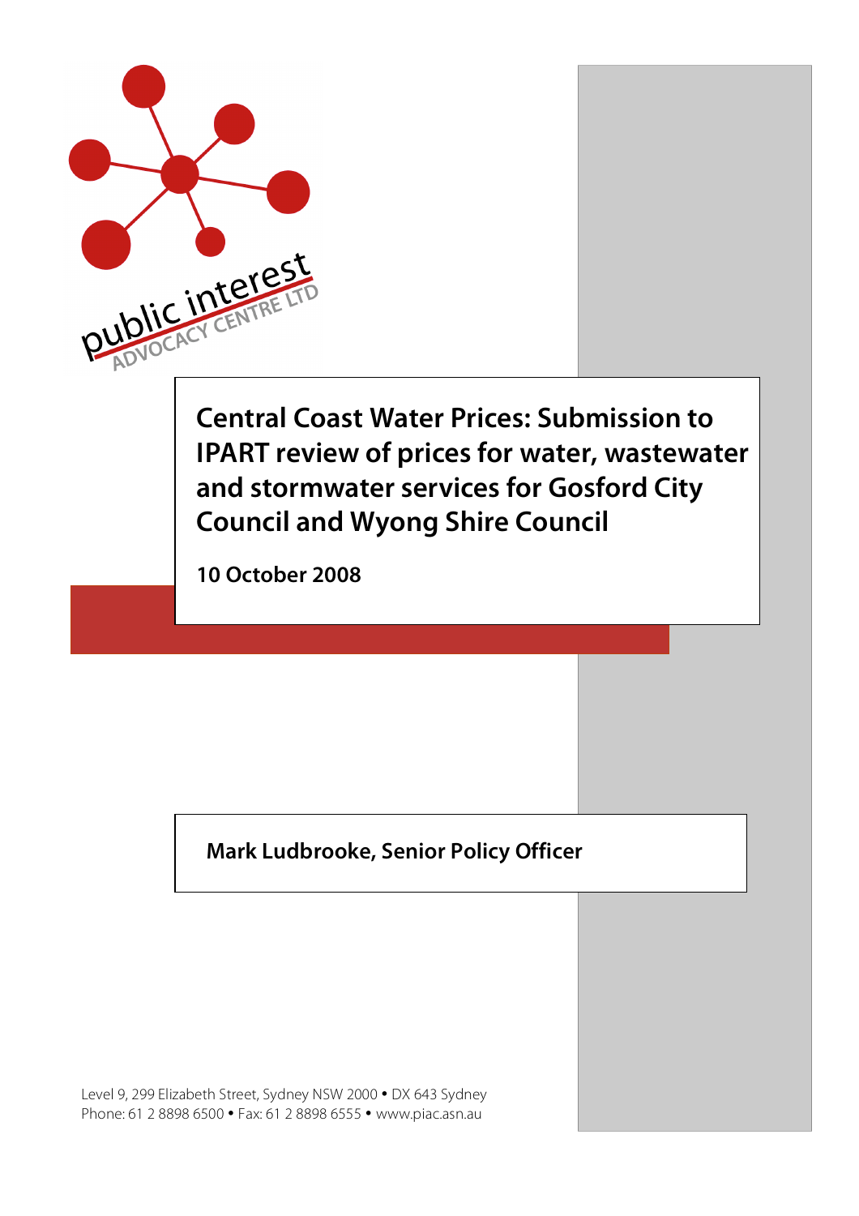public interest ADVOCACY CENTRE LTD

# Central Coast Water Prices: Submission to IPART review of prices for water, wastewater and stormwater services for Gosford City Council and Wyong Shire Council

**10 October 2008**

**Mark Ludbrooke, Senior Policy Officer**

Level 9, 299 Elizabeth Street, Sydney NSW 2000 • DX 643 Sydney
Phone: 61 2 8898 6500 • Fax: 61 2 8898 6555 • www.piac.asn.au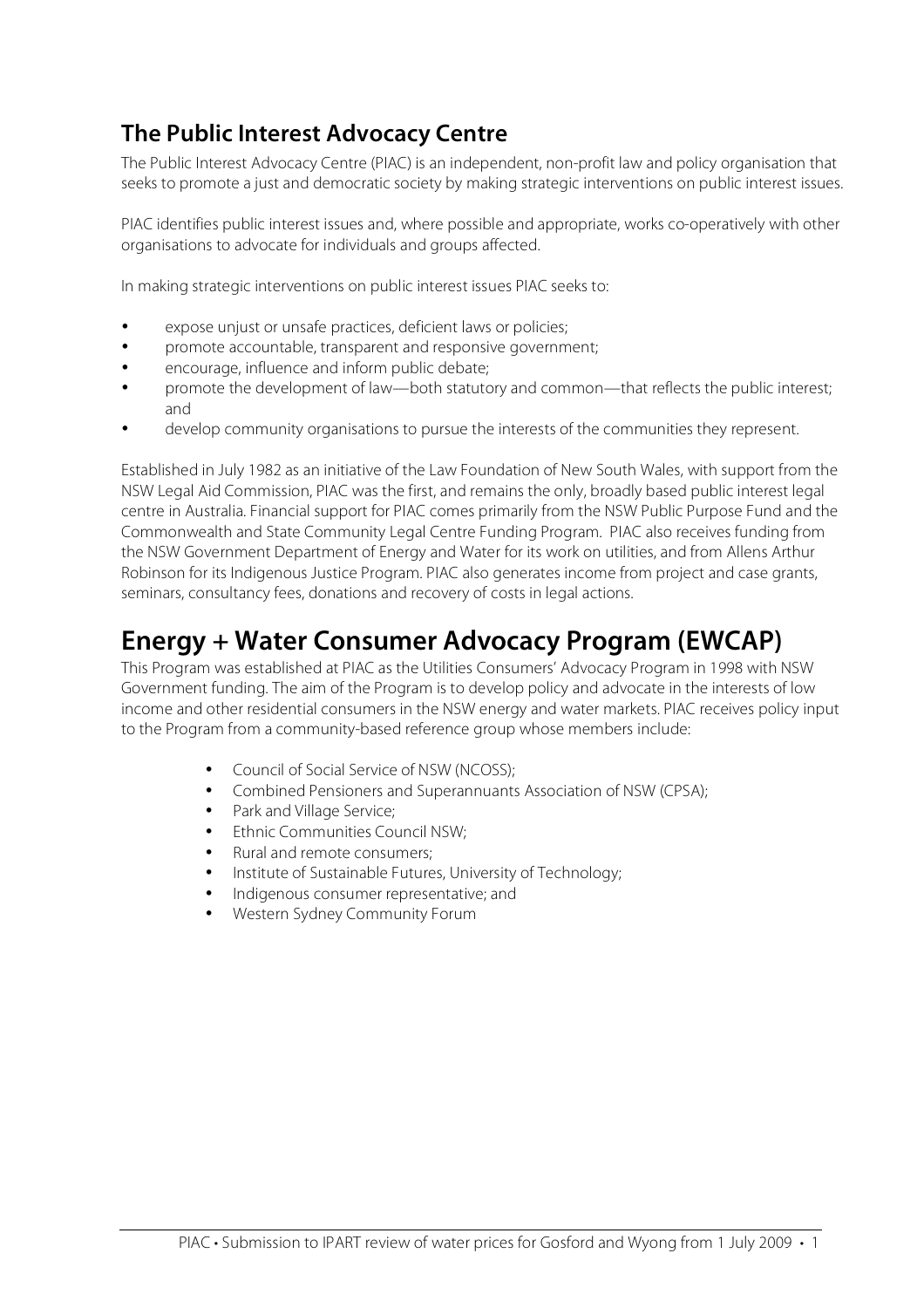## The Public Interest Advocacy Centre

The Public Interest Advocacy Centre (PIAC) is an independent, non-profit law and policy organisation that seeks to promote a just and democratic society by making strategic interventions on public interest issues.

PIAC identifies public interest issues and, where possible and appropriate, works co-operatively with other organisations to advocate for individuals and groups affected.

In making strategic interventions on public interest issues PIAC seeks to:

- expose unjust or unsafe practices, deficient laws or policies;
- promote accountable, transparent and responsive government;
- encourage, influence and inform public debate;
- promote the development of law—both statutory and common—that reflects the public interest; and
- develop community organisations to pursue the interests of the communities they represent.

Established in July 1982 as an initiative of the Law Foundation of New South Wales, with support from the NSW Legal Aid Commission, PIAC was the first, and remains the only, broadly based public interest legal centre in Australia. Financial support for PIAC comes primarily from the NSW Public Purpose Fund and the Commonwealth and State Community Legal Centre Funding Program. PIAC also receives funding from the NSW Government Department of Energy and Water for its work on utilities, and from Allens Arthur Robinson for its Indigenous Justice Program. PIAC also generates income from project and case grants, seminars, consultancy fees, donations and recovery of costs in legal actions.

# Energy + Water Consumer Advocacy Program (EWCAP)

This Program was established at PIAC as the Utilities Consumers' Advocacy Program in 1998 with NSW Government funding. The aim of the Program is to develop policy and advocate in the interests of low income and other residential consumers in the NSW energy and water markets. PIAC receives policy input to the Program from a community-based reference group whose members include:

- Council of Social Service of NSW (NCOSS);
- Combined Pensioners and Superannuants Association of NSW (CPSA);
- Park and Village Service;
- Ethnic Communities Council NSW;
- Rural and remote consumers;
- Institute of Sustainable Futures, University of Technology;
- Indigenous consumer representative; and
- Western Sydney Community Forum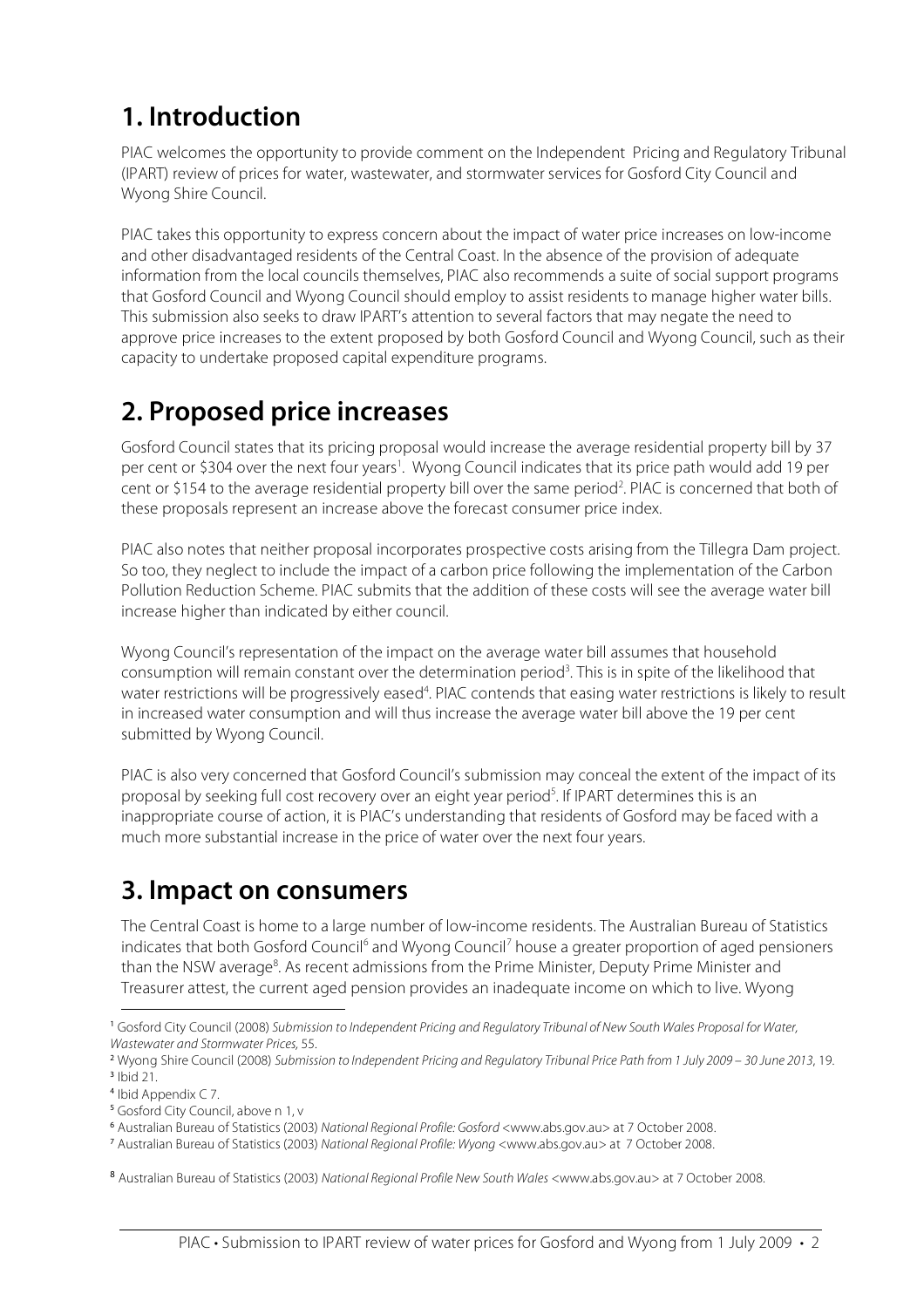# 1. Introduction

PIAC welcomes the opportunity to provide comment on the Independent Pricing and Regulatory Tribunal (IPART) review of prices for water, wastewater, and stormwater services for Gosford City Council and Wyong Shire Council.

PIAC takes this opportunity to express concern about the impact of water price increases on low-income and other disadvantaged residents of the Central Coast. In the absence of the provision of adequate information from the local councils themselves, PIAC also recommends a suite of social support programs that Gosford Council and Wyong Council should employ to assist residents to manage higher water bills. This submission also seeks to draw IPART's attention to several factors that may negate the need to approve price increases to the extent proposed by both Gosford Council and Wyong Council, such as their capacity to undertake proposed capital expenditure programs.

# 2. Proposed price increases

Gosford Council states that its pricing proposal would increase the average residential property bill by 37 per cent or $304 over the next four years[1]. Wyong Council indicates that its price path would add 19 per cent or $154 to the average residential property bill over the same period[2]. PIAC is concerned that both of these proposals represent an increase above the forecast consumer price index.

PIAC also notes that neither proposal incorporates prospective costs arising from the Tillegra Dam project. So too, they neglect to include the impact of a carbon price following the implementation of the Carbon Pollution Reduction Scheme. PIAC submits that the addition of these costs will see the average water bill increase higher than indicated by either council.

Wyong Council's representation of the impact on the average water bill assumes that household consumption will remain constant over the determination period[3]. This is in spite of the likelihood that water restrictions will be progressively eased[4]. PIAC contends that easing water restrictions is likely to result in increased water consumption and will thus increase the average water bill above the 19 per cent submitted by Wyong Council.

PIAC is also very concerned that Gosford Council's submission may conceal the extent of the impact of its proposal by seeking full cost recovery over an eight year period[5]. If IPART determines this is an inappropriate course of action, it is PIAC's understanding that residents of Gosford may be faced with a much more substantial increase in the price of water over the next four years.

# 3. Impact on consumers

The Central Coast is home to a large number of low-income residents. The Australian Bureau of Statistics indicates that both Gosford Council[6] and Wyong Council[7] house a greater proportion of aged pensioners than the NSW average[8]. As recent admissions from the Prime Minister, Deputy Prime Minister and Treasurer attest, the current aged pension provides an inadequate income on which to live. Wyong

---

[1] Gosford City Council (2008) *Submission to Independent Pricing and Regulatory Tribunal of New South Wales Proposal for Water, Wastewater and Stormwater Prices*, 55.

[2] Wyong Shire Council (2008) *Submission to Independent Pricing and Regulatory Tribunal Price Path from 1 July 2009 – 30 June 2013*, 19.

[3] Ibid 21.

[4] Ibid Appendix C 7.

[5] Gosford City Council, above n 1, v

[6] Australian Bureau of Statistics (2003) *National Regional Profile: Gosford* <www.abs.gov.au> at 7 October 2008.

[7] Australian Bureau of Statistics (2003) *National Regional Profile: Wyong* <www.abs.gov.au> at 7 October 2008.

[8] Australian Bureau of Statistics (2003) *National Regional Profile New South Wales* <www.abs.gov.au> at 7 October 2008.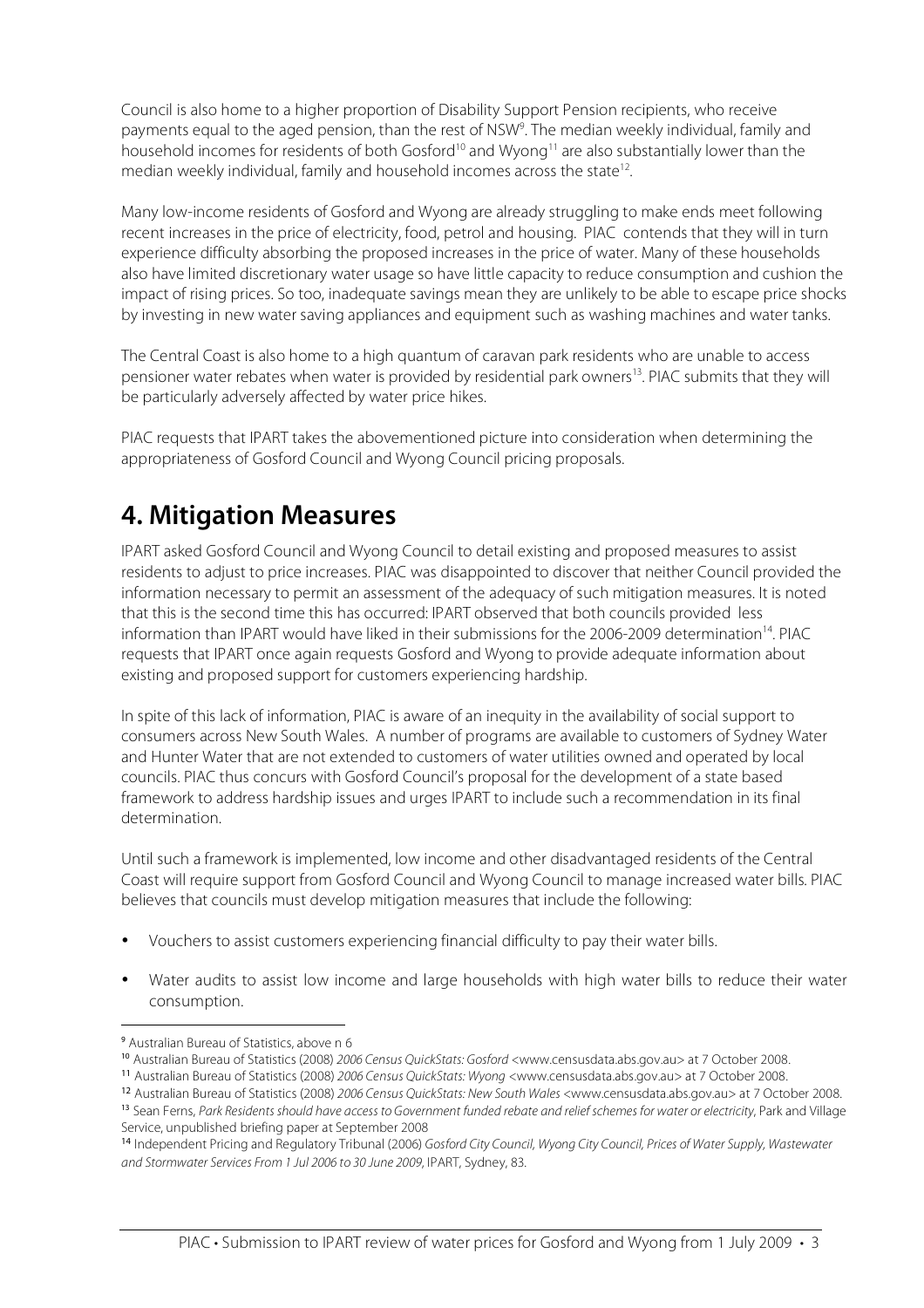Council is also home to a higher proportion of Disability Support Pension recipients, who receive payments equal to the aged pension, than the rest of NSW[9]. The median weekly individual, family and household incomes for residents of both Gosford[10] and Wyong[11] are also substantially lower than the median weekly individual, family and household incomes across the state[12].

Many low-income residents of Gosford and Wyong are already struggling to make ends meet following recent increases in the price of electricity, food, petrol and housing. PIAC contends that they will in turn experience difficulty absorbing the proposed increases in the price of water. Many of these households also have limited discretionary water usage so have little capacity to reduce consumption and cushion the impact of rising prices. So too, inadequate savings mean they are unlikely to be able to escape price shocks by investing in new water saving appliances and equipment such as washing machines and water tanks.

The Central Coast is also home to a high quantum of caravan park residents who are unable to access pensioner water rebates when water is provided by residential park owners[13]. PIAC submits that they will be particularly adversely affected by water price hikes.

PIAC requests that IPART takes the abovementioned picture into consideration when determining the appropriateness of Gosford Council and Wyong Council pricing proposals.

# 4. Mitigation Measures

IPART asked Gosford Council and Wyong Council to detail existing and proposed measures to assist residents to adjust to price increases. PIAC was disappointed to discover that neither Council provided the information necessary to permit an assessment of the adequacy of such mitigation measures. It is noted that this is the second time this has occurred: IPART observed that both councils provided less information than IPART would have liked in their submissions for the 2006-2009 determination[14]. PIAC requests that IPART once again requests Gosford and Wyong to provide adequate information about existing and proposed support for customers experiencing hardship.

In spite of this lack of information, PIAC is aware of an inequity in the availability of social support to consumers across New South Wales. A number of programs are available to customers of Sydney Water and Hunter Water that are not extended to customers of water utilities owned and operated by local councils. PIAC thus concurs with Gosford Council's proposal for the development of a state based framework to address hardship issues and urges IPART to include such a recommendation in its final determination.

Until such a framework is implemented, low income and other disadvantaged residents of the Central Coast will require support from Gosford Council and Wyong Council to manage increased water bills. PIAC believes that councils must develop mitigation measures that include the following:

- Vouchers to assist customers experiencing financial difficulty to pay their water bills.
- Water audits to assist low income and large households with high water bills to reduce their water consumption.

---

[9] Australian Bureau of Statistics, above n 6

[10] Australian Bureau of Statistics (2008) *2006 Census QuickStats: Gosford* <www.censusdata.abs.gov.au> at 7 October 2008.

[11] Australian Bureau of Statistics (2008) *2006 Census QuickStats: Wyong* <www.censusdata.abs.gov.au> at 7 October 2008.

[12] Australian Bureau of Statistics (2008) *2006 Census QuickStats: New South Wales* <www.censusdata.abs.gov.au> at 7 October 2008.

[13] Sean Ferns, *Park Residents should have access to Government funded rebate and relief schemes for water or electricity*, Park and Village Service, unpublished briefing paper at September 2008

[14] Independent Pricing and Regulatory Tribunal (2006) *Gosford City Council, Wyong City Council, Prices of Water Supply, Wastewater and Stormwater Services From 1 Jul 2006 to 30 June 2009*, IPART, Sydney, 83.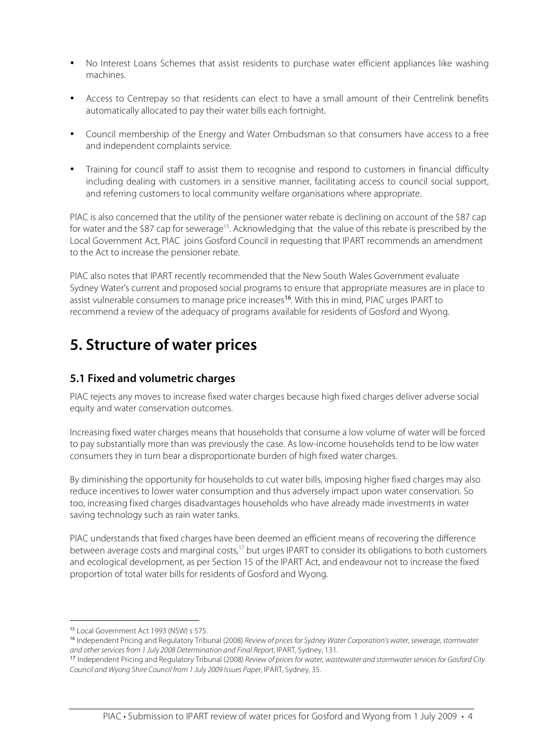- No Interest Loans Schemes that assist residents to purchase water efficient appliances like washing machines.
- Access to Centrepay so that residents can elect to have a small amount of their Centrelink benefits automatically allocated to pay their water bills each fortnight.
- Council membership of the Energy and Water Ombudsman so that consumers have access to a free and independent complaints service.
- Training for council staff to assist them to recognise and respond to customers in financial difficulty including dealing with customers in a sensitive manner, facilitating access to council social support, and referring customers to local community welfare organisations where appropriate.

PIAC is also concerned that the utility of the pensioner water rebate is declining on account of the $87 cap for water and the $87 cap for sewerage[15]. Acknowledging that the value of this rebate is prescribed by the Local Government Act, PIAC joins Gosford Council in requesting that IPART recommends an amendment to the Act to increase the pensioner rebate.

PIAC also notes that IPART recently recommended that the New South Wales Government evaluate Sydney Water's current and proposed social programs to ensure that appropriate measures are in place to assist vulnerable consumers to manage price increases[16]. With this in mind, PIAC urges IPART to recommend a review of the adequacy of programs available for residents of Gosford and Wyong.

# 5. Structure of water prices

## 5.1 Fixed and volumetric charges

PIAC rejects any moves to increase fixed water charges because high fixed charges deliver adverse social equity and water conservation outcomes.

Increasing fixed water charges means that households that consume a low volume of water will be forced to pay substantially more than was previously the case. As low-income households tend to be low water consumers they in turn bear a disproportionate burden of high fixed water charges.

By diminishing the opportunity for households to cut water bills, imposing higher fixed charges may also reduce incentives to lower water consumption and thus adversely impact upon water conservation. So too, increasing fixed charges disadvantages households who have already made investments in water saving technology such as rain water tanks.

PIAC understands that fixed charges have been deemed an efficient means of recovering the difference between average costs and marginal costs,[17] but urges IPART to consider its obligations to both customers and ecological development, as per Section 15 of the IPART Act, and endeavour not to increase the fixed proportion of total water bills for residents of Gosford and Wyong.

---

[15] Local Government Act 1993 (NSW) s 575.

[16] Independent Pricing and Regulatory Tribunal (2008) *Review of prices for Sydney Water Corporation's water, sewerage, stormwater and other services from 1 July 2008 Determination and Final Report*, IPART, Sydney, 131.

[17] Independent Pricing and Regulatory Tribunal (2008) *Review of prices for water, wastewater and stormwater services for Gosford City Council and Wyong Shire Council from 1 July 2009 Issues Paper*, IPART, Sydney, 35.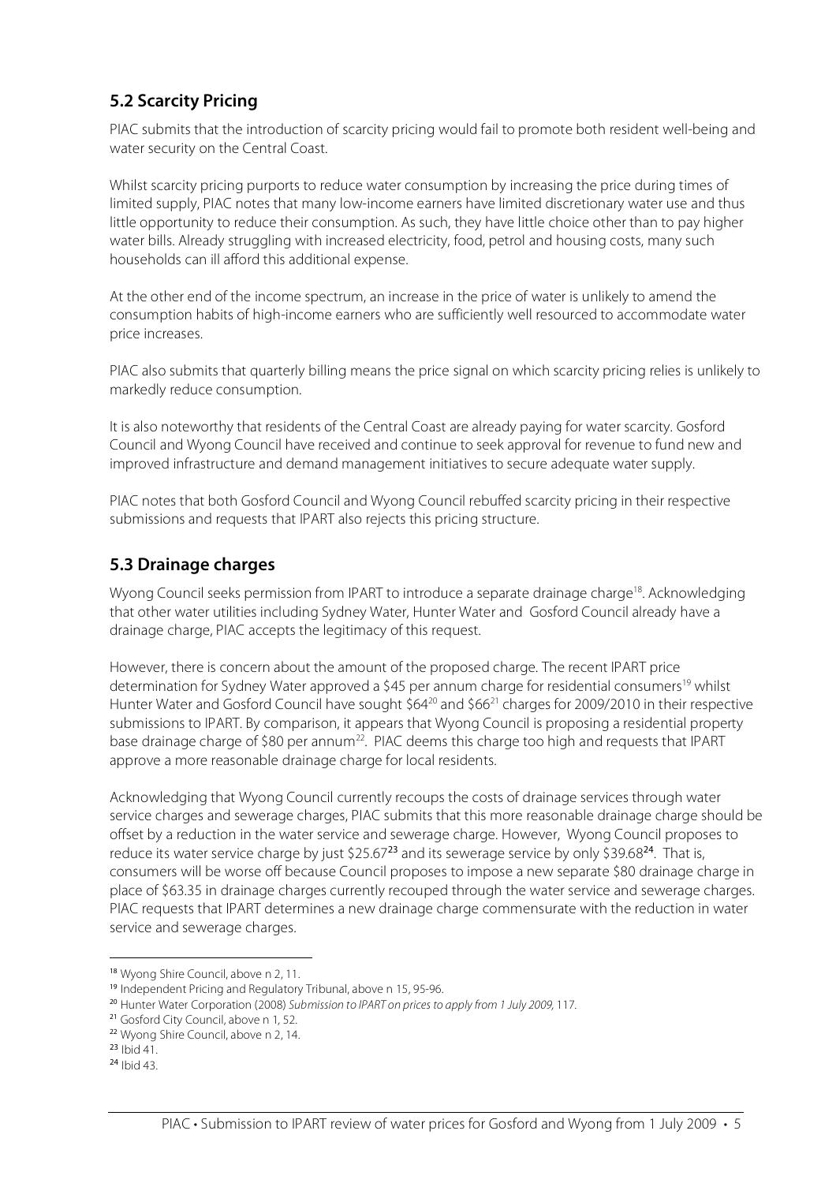## 5.2 Scarcity Pricing

PIAC submits that the introduction of scarcity pricing would fail to promote both resident well-being and water security on the Central Coast.

Whilst scarcity pricing purports to reduce water consumption by increasing the price during times of limited supply, PIAC notes that many low-income earners have limited discretionary water use and thus little opportunity to reduce their consumption. As such, they have little choice other than to pay higher water bills. Already struggling with increased electricity, food, petrol and housing costs, many such households can ill afford this additional expense.

At the other end of the income spectrum, an increase in the price of water is unlikely to amend the consumption habits of high-income earners who are sufficiently well resourced to accommodate water price increases.

PIAC also submits that quarterly billing means the price signal on which scarcity pricing relies is unlikely to markedly reduce consumption.

It is also noteworthy that residents of the Central Coast are already paying for water scarcity. Gosford Council and Wyong Council have received and continue to seek approval for revenue to fund new and improved infrastructure and demand management initiatives to secure adequate water supply.

PIAC notes that both Gosford Council and Wyong Council rebuffed scarcity pricing in their respective submissions and requests that IPART also rejects this pricing structure.

## 5.3 Drainage charges

Wyong Council seeks permission from IPART to introduce a separate drainage charge[18]. Acknowledging that other water utilities including Sydney Water, Hunter Water and Gosford Council already have a drainage charge, PIAC accepts the legitimacy of this request.

However, there is concern about the amount of the proposed charge. The recent IPART price determination for Sydney Water approved a $45 per annum charge for residential consumers[19] whilst Hunter Water and Gosford Council have sought $64[20] and $66[21] charges for 2009/2010 in their respective submissions to IPART. By comparison, it appears that Wyong Council is proposing a residential property base drainage charge of $80 per annum[22]. PIAC deems this charge too high and requests that IPART approve a more reasonable drainage charge for local residents.

Acknowledging that Wyong Council currently recoups the costs of drainage services through water service charges and sewerage charges, PIAC submits that this more reasonable drainage charge should be offset by a reduction in the water service and sewerage charge. However, Wyong Council proposes to reduce its water service charge by just $25.67[23] and its sewerage service by only $39.68[24]. That is, consumers will be worse off because Council proposes to impose a new separate $80 drainage charge in place of $63.35 in drainage charges currently recouped through the water service and sewerage charges. PIAC requests that IPART determines a new drainage charge commensurate with the reduction in water service and sewerage charges.

---

[18] Wyong Shire Council, above n 2, 11.

[19] Independent Pricing and Regulatory Tribunal, above n 15, 95-96.

[20] Hunter Water Corporation (2008) *Submission to IPART on prices to apply from 1 July 2009*, 117.

[21] Gosford City Council, above n 1, 52.

[22] Wyong Shire Council, above n 2, 14.

[23] Ibid 41.

[24] Ibid 43.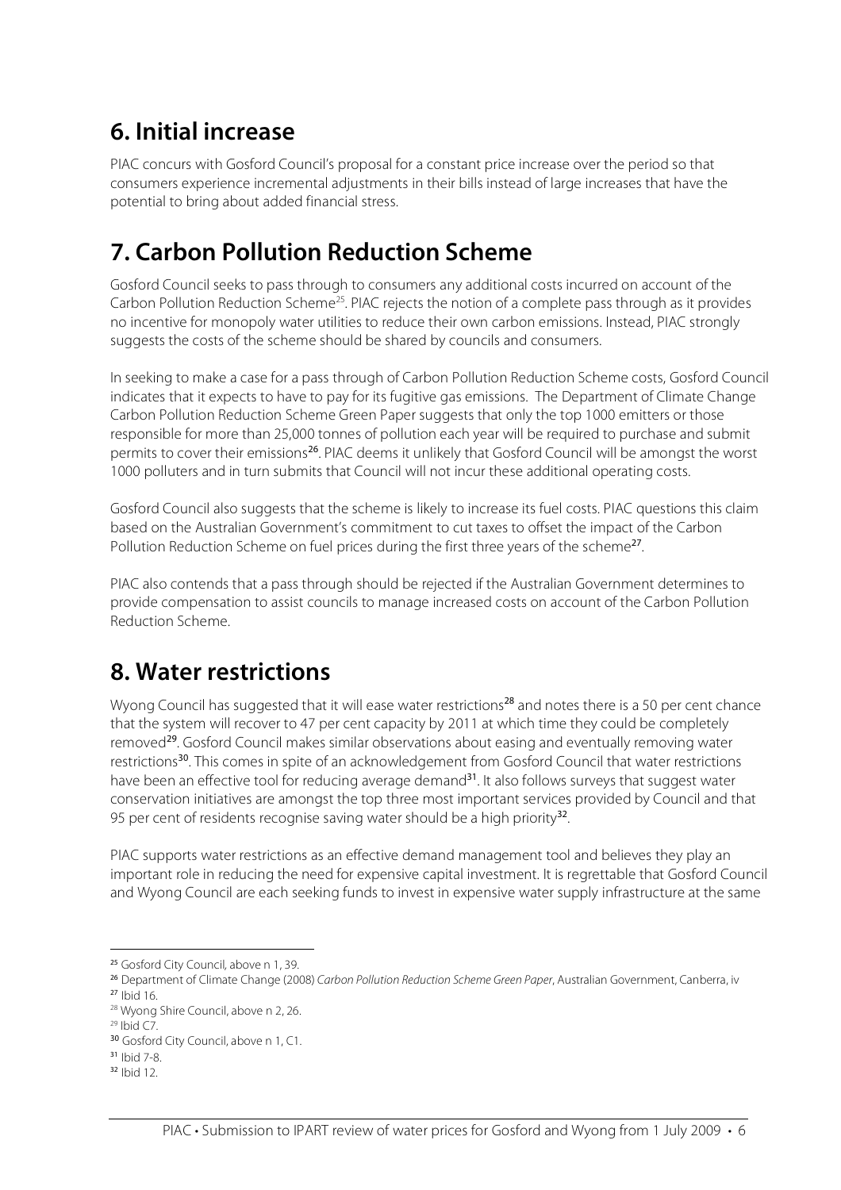## 6. Initial increase

PIAC concurs with Gosford Council's proposal for a constant price increase over the period so that consumers experience incremental adjustments in their bills instead of large increases that have the potential to bring about added financial stress.

## 7. Carbon Pollution Reduction Scheme

Gosford Council seeks to pass through to consumers any additional costs incurred on account of the Carbon Pollution Reduction Scheme[25]. PIAC rejects the notion of a complete pass through as it provides no incentive for monopoly water utilities to reduce their own carbon emissions. Instead, PIAC strongly suggests the costs of the scheme should be shared by councils and consumers.

In seeking to make a case for a pass through of Carbon Pollution Reduction Scheme costs, Gosford Council indicates that it expects to have to pay for its fugitive gas emissions. The Department of Climate Change Carbon Pollution Reduction Scheme Green Paper suggests that only the top 1000 emitters or those responsible for more than 25,000 tonnes of pollution each year will be required to purchase and submit permits to cover their emissions[26]. PIAC deems it unlikely that Gosford Council will be amongst the worst 1000 polluters and in turn submits that Council will not incur these additional operating costs.

Gosford Council also suggests that the scheme is likely to increase its fuel costs. PIAC questions this claim based on the Australian Government's commitment to cut taxes to offset the impact of the Carbon Pollution Reduction Scheme on fuel prices during the first three years of the scheme[27].

PIAC also contends that a pass through should be rejected if the Australian Government determines to provide compensation to assist councils to manage increased costs on account of the Carbon Pollution Reduction Scheme.

## 8. Water restrictions

Wyong Council has suggested that it will ease water restrictions[28] and notes there is a 50 per cent chance that the system will recover to 47 per cent capacity by 2011 at which time they could be completely removed[29]. Gosford Council makes similar observations about easing and eventually removing water restrictions[30]. This comes in spite of an acknowledgement from Gosford Council that water restrictions have been an effective tool for reducing average demand[31]. It also follows surveys that suggest water conservation initiatives are amongst the top three most important services provided by Council and that 95 per cent of residents recognise saving water should be a high priority[32].

PIAC supports water restrictions as an effective demand management tool and believes they play an important role in reducing the need for expensive capital investment. It is regrettable that Gosford Council and Wyong Council are each seeking funds to invest in expensive water supply infrastructure at the same

---

[25] Gosford City Council, above n 1, 39.

[26] Department of Climate Change (2008) *Carbon Pollution Reduction Scheme Green Paper*, Australian Government, Canberra, iv

[27] Ibid 16.

[28] Wyong Shire Council, above n 2, 26.

[29] Ibid C7.

[30] Gosford City Council, above n 1, C1.

[31] Ibid 7-8.

[32] Ibid 12.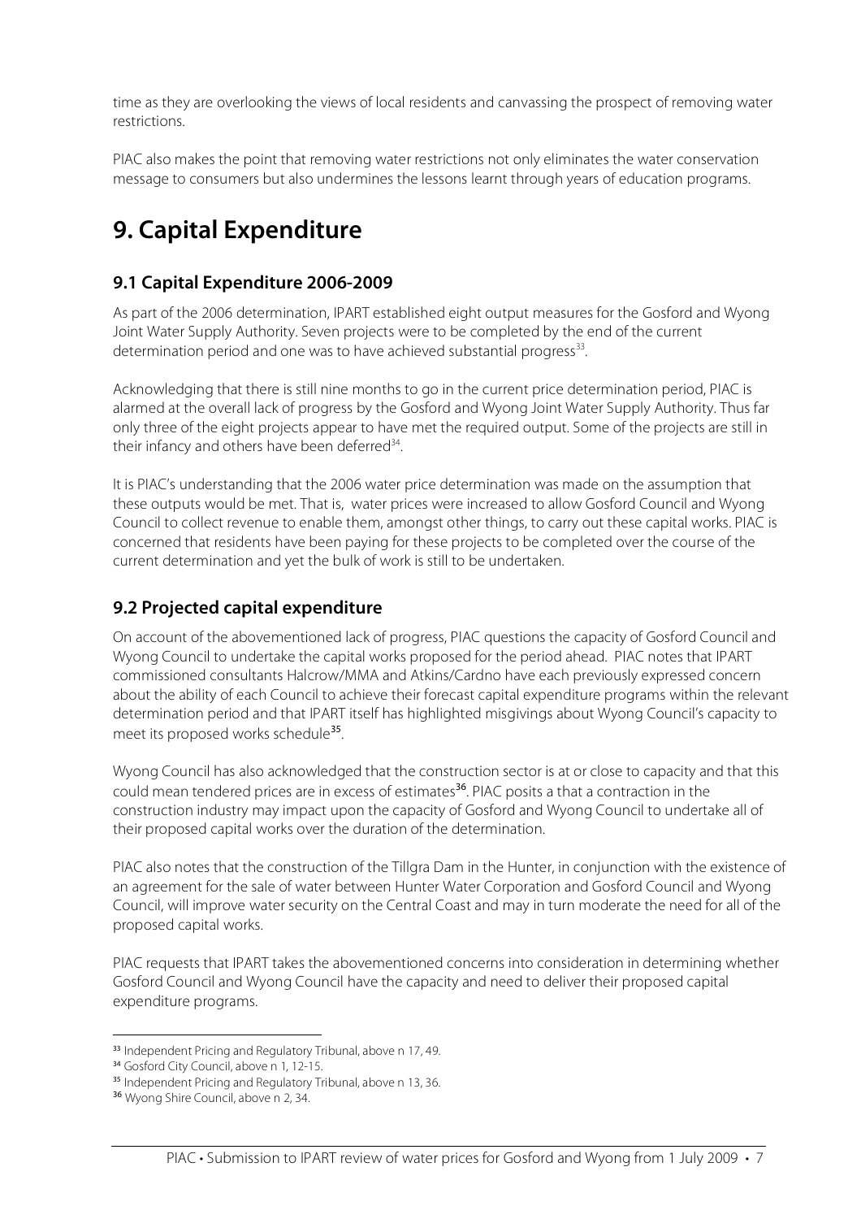time as they are overlooking the views of local residents and canvassing the prospect of removing water restrictions.

PIAC also makes the point that removing water restrictions not only eliminates the water conservation message to consumers but also undermines the lessons learnt through years of education programs.

# 9. Capital Expenditure

## 9.1 Capital Expenditure 2006-2009

As part of the 2006 determination, IPART established eight output measures for the Gosford and Wyong Joint Water Supply Authority. Seven projects were to be completed by the end of the current determination period and one was to have achieved substantial progress[33].

Acknowledging that there is still nine months to go in the current price determination period, PIAC is alarmed at the overall lack of progress by the Gosford and Wyong Joint Water Supply Authority. Thus far only three of the eight projects appear to have met the required output. Some of the projects are still in their infancy and others have been deferred[34].

It is PIAC's understanding that the 2006 water price determination was made on the assumption that these outputs would be met. That is, water prices were increased to allow Gosford Council and Wyong Council to collect revenue to enable them, amongst other things, to carry out these capital works. PIAC is concerned that residents have been paying for these projects to be completed over the course of the current determination and yet the bulk of work is still to be undertaken.

## 9.2 Projected capital expenditure

On account of the abovementioned lack of progress, PIAC questions the capacity of Gosford Council and Wyong Council to undertake the capital works proposed for the period ahead. PIAC notes that IPART commissioned consultants Halcrow/MMA and Atkins/Cardno have each previously expressed concern about the ability of each Council to achieve their forecast capital expenditure programs within the relevant determination period and that IPART itself has highlighted misgivings about Wyong Council's capacity to meet its proposed works schedule[35].

Wyong Council has also acknowledged that the construction sector is at or close to capacity and that this could mean tendered prices are in excess of estimates[36]. PIAC posits a that a contraction in the construction industry may impact upon the capacity of Gosford and Wyong Council to undertake all of their proposed capital works over the duration of the determination.

PIAC also notes that the construction of the Tillgra Dam in the Hunter, in conjunction with the existence of an agreement for the sale of water between Hunter Water Corporation and Gosford Council and Wyong Council, will improve water security on the Central Coast and may in turn moderate the need for all of the proposed capital works.

PIAC requests that IPART takes the abovementioned concerns into consideration in determining whether Gosford Council and Wyong Council have the capacity and need to deliver their proposed capital expenditure programs.

---

[33] Independent Pricing and Regulatory Tribunal, above n 17, 49.

[34] Gosford City Council, above n 1, 12-15.

[35] Independent Pricing and Regulatory Tribunal, above n 13, 36.

[36] Wyong Shire Council, above n 2, 34.